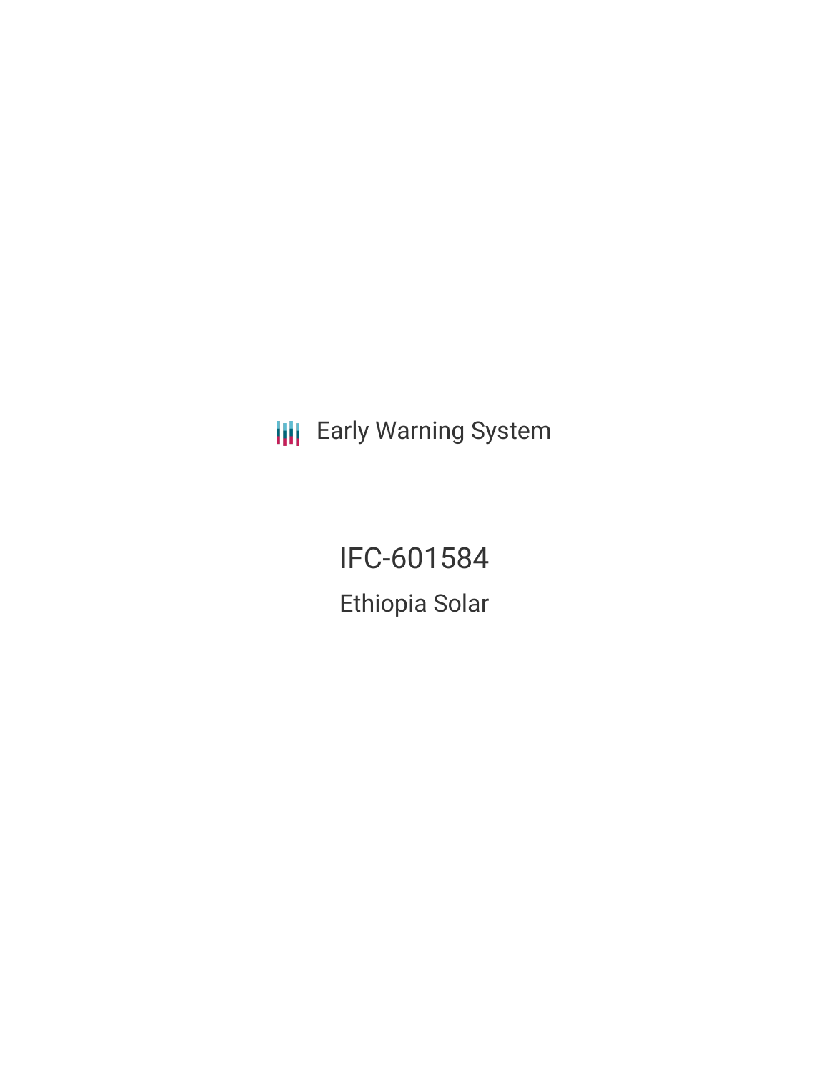Early Warning System

# IFC-601584

## Ethiopia Solar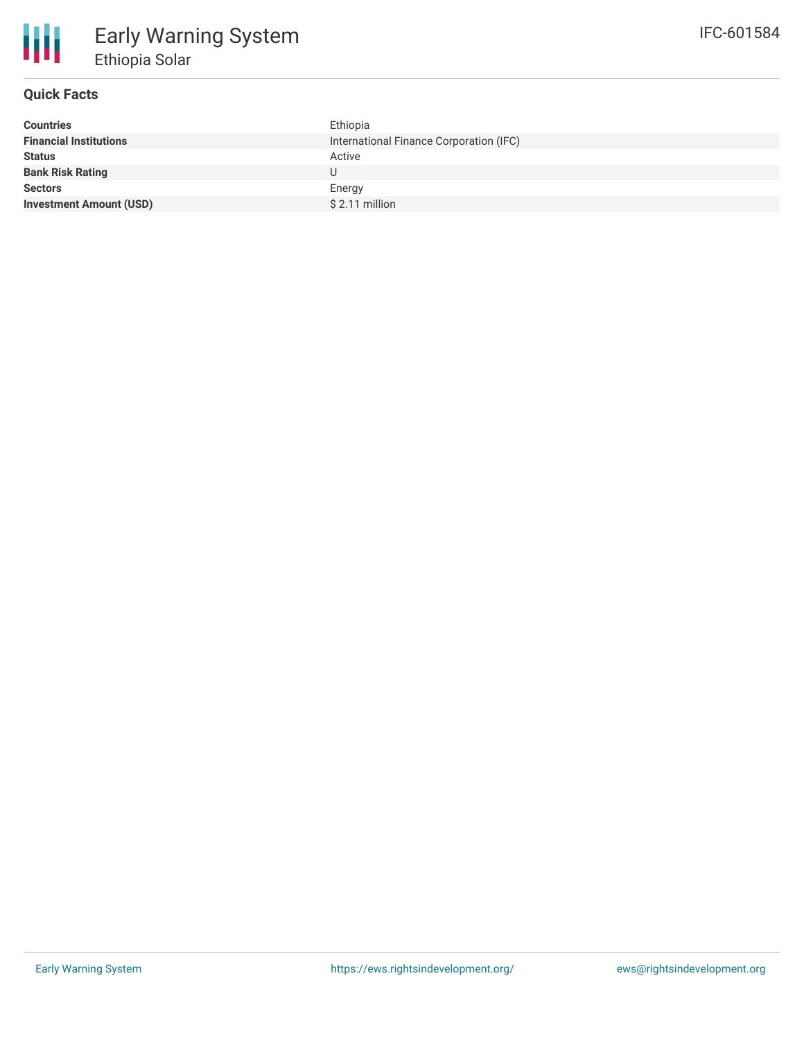# Early Warning System

## Ethiopia Solar

IFC-601584

### Quick Facts

| | |
|---|---|
| **Countries** | Ethiopia |
| **Financial Institutions** | International Finance Corporation (IFC) |
| **Status** | Active |
| **Bank Risk Rating** | U |
| **Sectors** | Energy |
| **Investment Amount (USD)** | $ 2.11 million |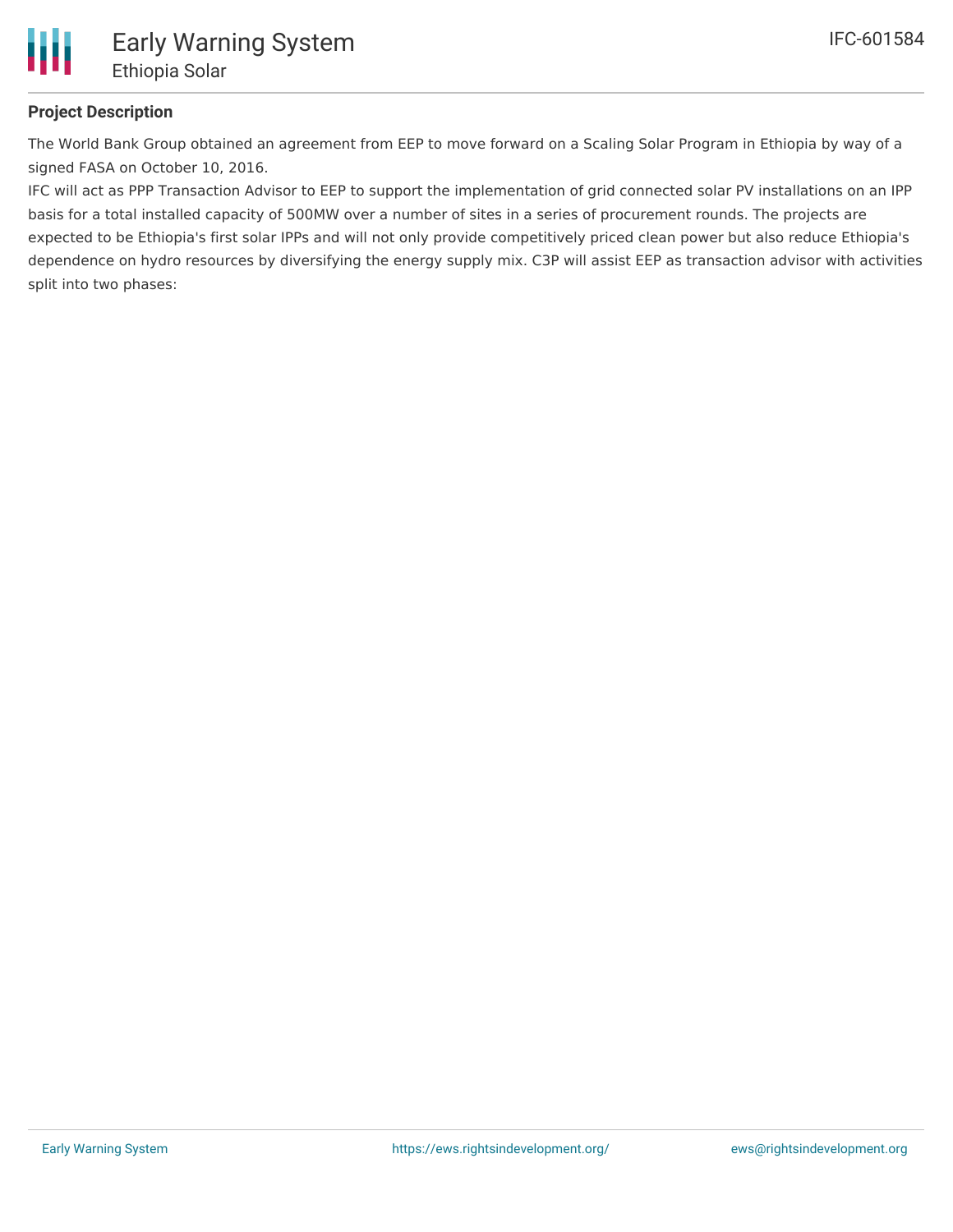## Project Description

The World Bank Group obtained an agreement from EEP to move forward on a Scaling Solar Program in Ethiopia by way of a signed FASA on October 10, 2016.

IFC will act as PPP Transaction Advisor to EEP to support the implementation of grid connected solar PV installations on an IPP basis for a total installed capacity of 500MW over a number of sites in a series of procurement rounds. The projects are expected to be Ethiopia's first solar IPPs and will not only provide competitively priced clean power but also reduce Ethiopia's dependence on hydro resources by diversifying the energy supply mix. C3P will assist EEP as transaction advisor with activities split into two phases: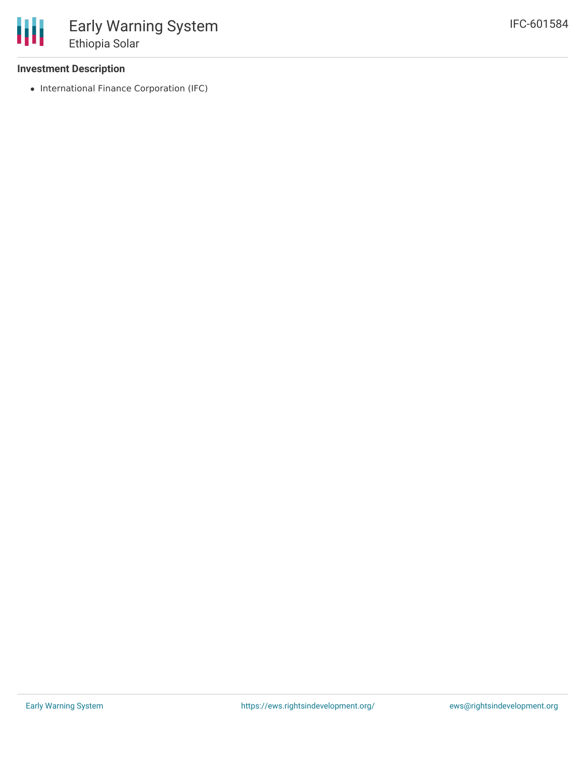### Investment Description

- International Finance Corporation (IFC)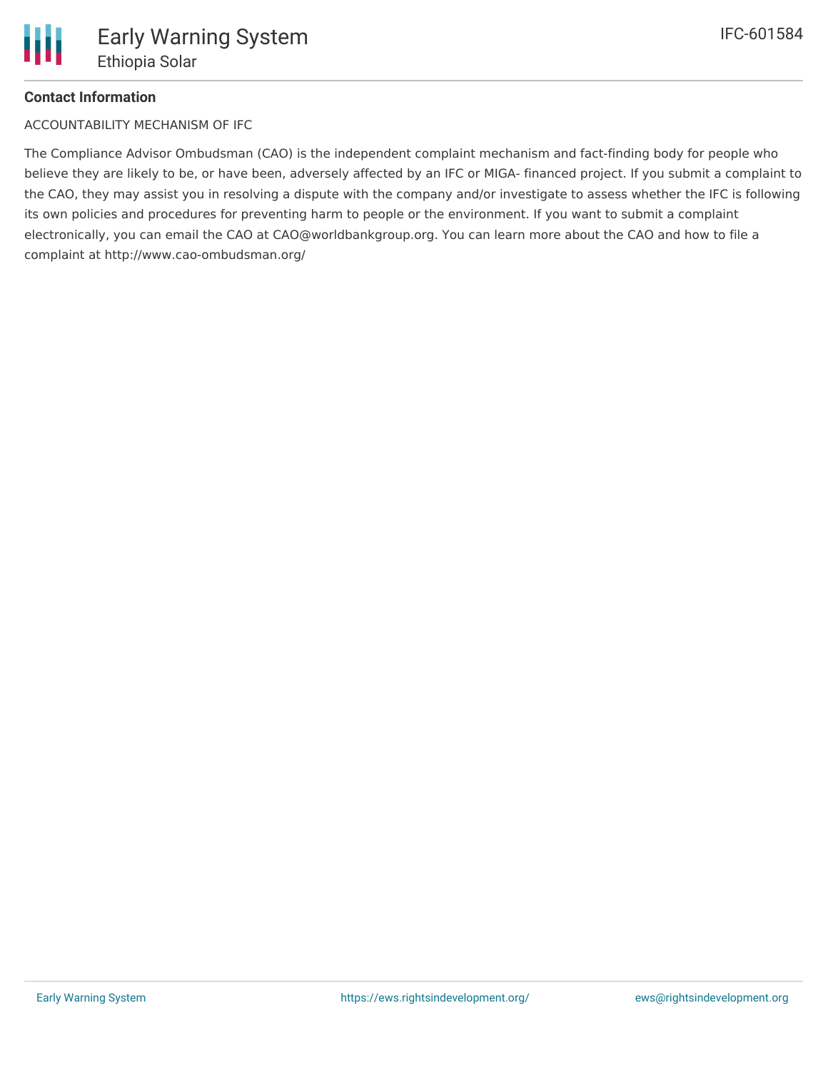## Contact Information

ACCOUNTABILITY MECHANISM OF IFC

The Compliance Advisor Ombudsman (CAO) is the independent complaint mechanism and fact-finding body for people who believe they are likely to be, or have been, adversely affected by an IFC or MIGA- financed project. If you submit a complaint to the CAO, they may assist you in resolving a dispute with the company and/or investigate to assess whether the IFC is following its own policies and procedures for preventing harm to people or the environment. If you want to submit a complaint electronically, you can email the CAO at CAO@worldbankgroup.org. You can learn more about the CAO and how to file a complaint at http://www.cao-ombudsman.org/